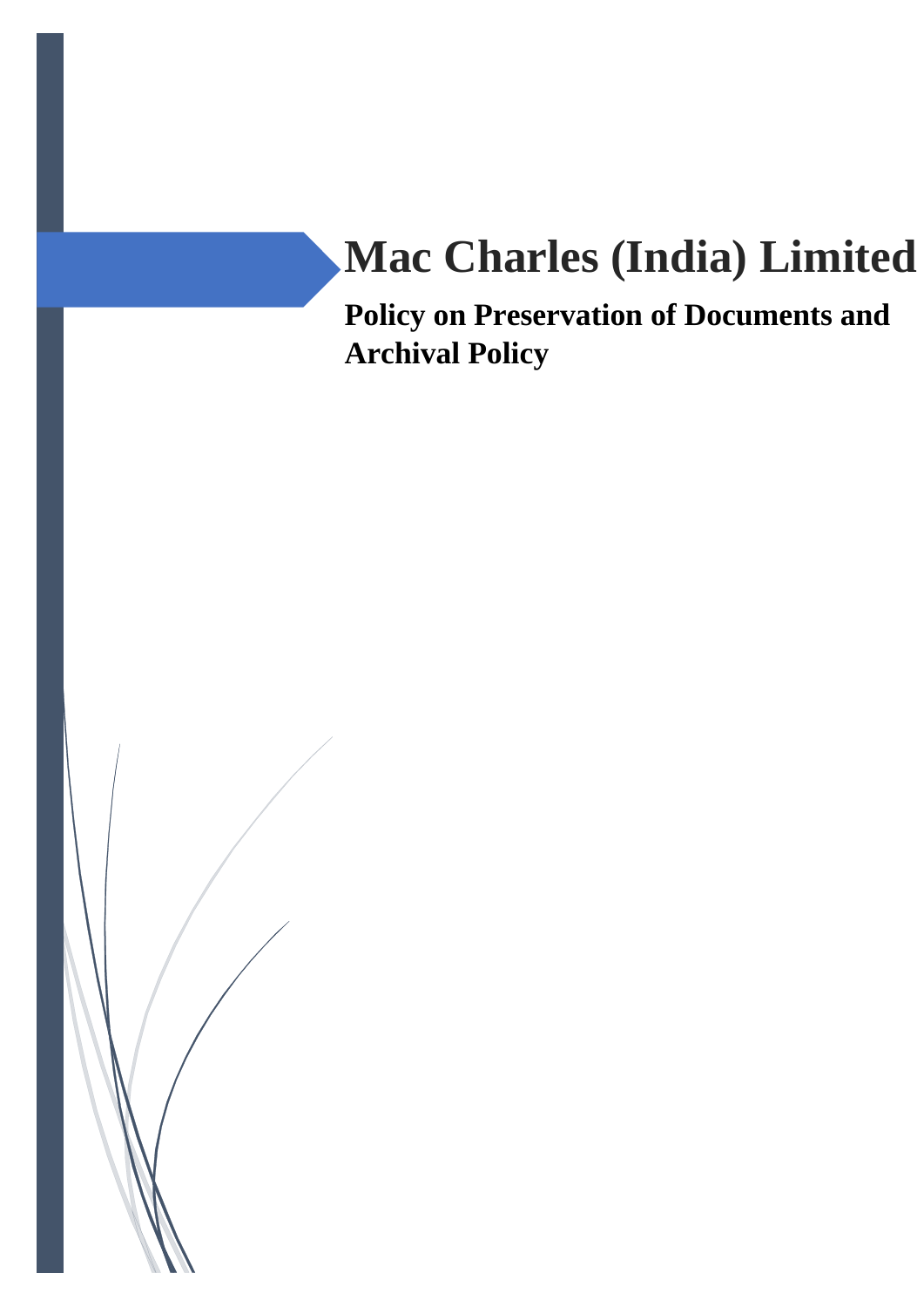# Mac Charles (India) Limited

## Policy on Preservation of Documents and Archival Policy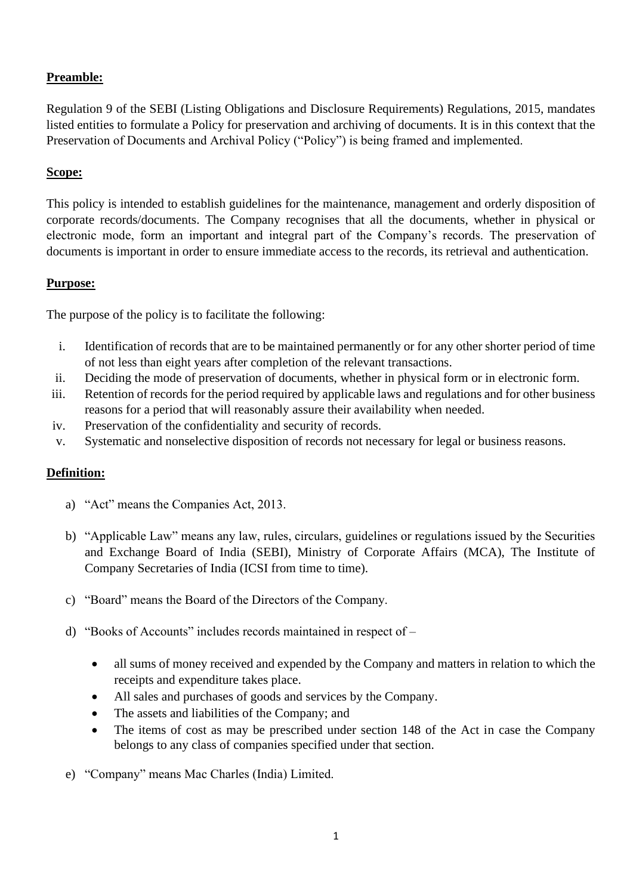**Preamble:**

Regulation 9 of the SEBI (Listing Obligations and Disclosure Requirements) Regulations, 2015, mandates listed entities to formulate a Policy for preservation and archiving of documents. It is in this context that the Preservation of Documents and Archival Policy ("Policy") is being framed and implemented.

**Scope:**

This policy is intended to establish guidelines for the maintenance, management and orderly disposition of corporate records/documents. The Company recognises that all the documents, whether in physical or electronic mode, form an important and integral part of the Company's records. The preservation of documents is important in order to ensure immediate access to the records, its retrieval and authentication.

**Purpose:**

The purpose of the policy is to facilitate the following:

i. Identification of records that are to be maintained permanently or for any other shorter period of time of not less than eight years after completion of the relevant transactions.
ii. Deciding the mode of preservation of documents, whether in physical form or in electronic form.
iii. Retention of records for the period required by applicable laws and regulations and for other business reasons for a period that will reasonably assure their availability when needed.
iv. Preservation of the confidentiality and security of records.
v. Systematic and nonselective disposition of records not necessary for legal or business reasons.

**Definition:**

a) "Act" means the Companies Act, 2013.

b) "Applicable Law" means any law, rules, circulars, guidelines or regulations issued by the Securities and Exchange Board of India (SEBI), Ministry of Corporate Affairs (MCA), The Institute of Company Secretaries of India (ICSI from time to time).

c) "Board" means the Board of the Directors of the Company.

d) "Books of Accounts" includes records maintained in respect of –

- all sums of money received and expended by the Company and matters in relation to which the receipts and expenditure takes place.
- All sales and purchases of goods and services by the Company.
- The assets and liabilities of the Company; and
- The items of cost as may be prescribed under section 148 of the Act in case the Company belongs to any class of companies specified under that section.

e) "Company" means Mac Charles (India) Limited.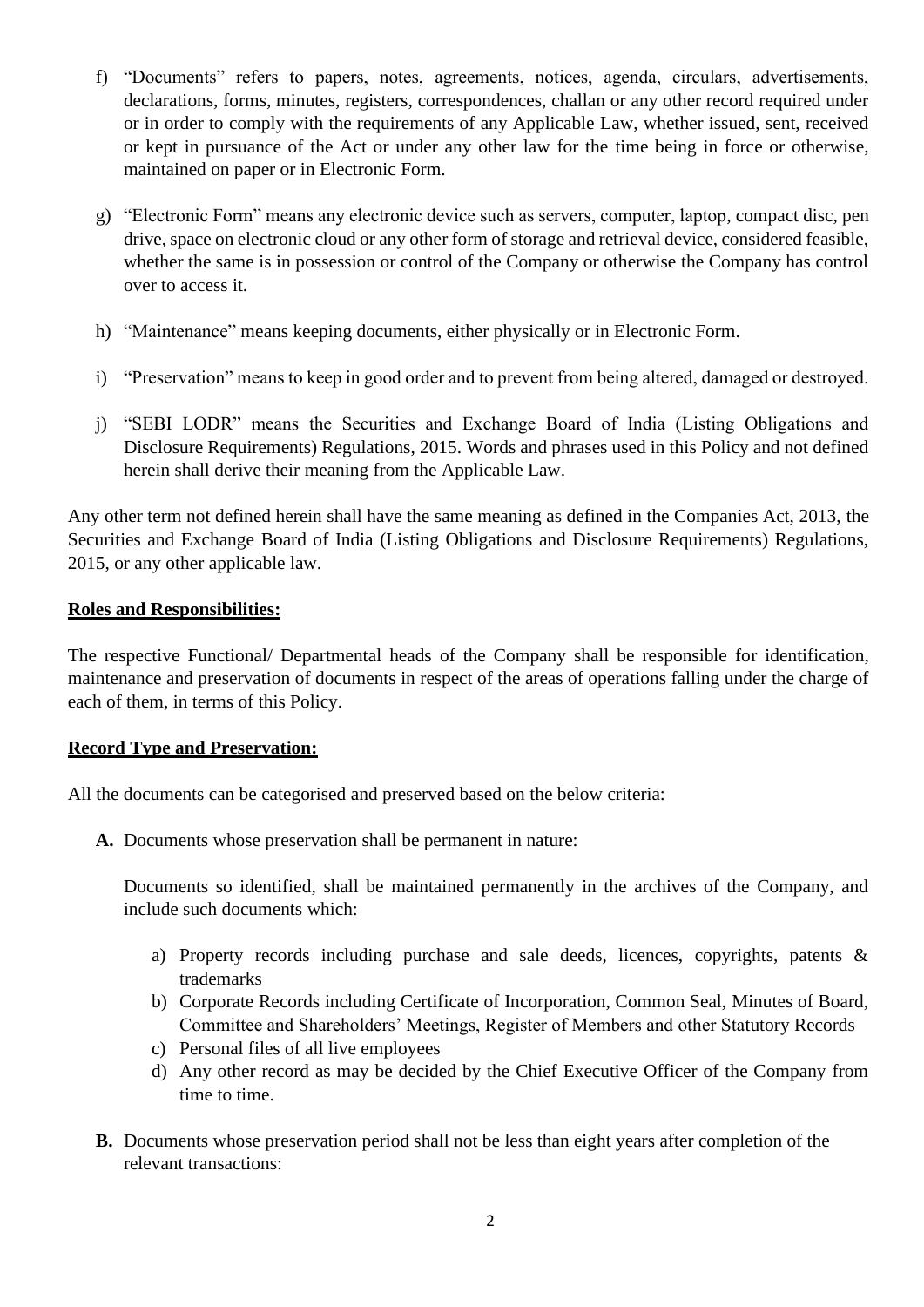f) "Documents" refers to papers, notes, agreements, notices, agenda, circulars, advertisements, declarations, forms, minutes, registers, correspondences, challan or any other record required under or in order to comply with the requirements of any Applicable Law, whether issued, sent, received or kept in pursuance of the Act or under any other law for the time being in force or otherwise, maintained on paper or in Electronic Form.

g) "Electronic Form" means any electronic device such as servers, computer, laptop, compact disc, pen drive, space on electronic cloud or any other form of storage and retrieval device, considered feasible, whether the same is in possession or control of the Company or otherwise the Company has control over to access it.

h) "Maintenance" means keeping documents, either physically or in Electronic Form.

i) "Preservation" means to keep in good order and to prevent from being altered, damaged or destroyed.

j) "SEBI LODR" means the Securities and Exchange Board of India (Listing Obligations and Disclosure Requirements) Regulations, 2015. Words and phrases used in this Policy and not defined herein shall derive their meaning from the Applicable Law.

Any other term not defined herein shall have the same meaning as defined in the Companies Act, 2013, the Securities and Exchange Board of India (Listing Obligations and Disclosure Requirements) Regulations, 2015, or any other applicable law.

**Roles and Responsibilities:**

The respective Functional/ Departmental heads of the Company shall be responsible for identification, maintenance and preservation of documents in respect of the areas of operations falling under the charge of each of them, in terms of this Policy.

**Record Type and Preservation:**

All the documents can be categorised and preserved based on the below criteria:

**A.** Documents whose preservation shall be permanent in nature:

Documents so identified, shall be maintained permanently in the archives of the Company, and include such documents which:

a) Property records including purchase and sale deeds, licences, copyrights, patents & trademarks
b) Corporate Records including Certificate of Incorporation, Common Seal, Minutes of Board, Committee and Shareholders' Meetings, Register of Members and other Statutory Records
c) Personal files of all live employees
d) Any other record as may be decided by the Chief Executive Officer of the Company from time to time.

**B.** Documents whose preservation period shall not be less than eight years after completion of the relevant transactions: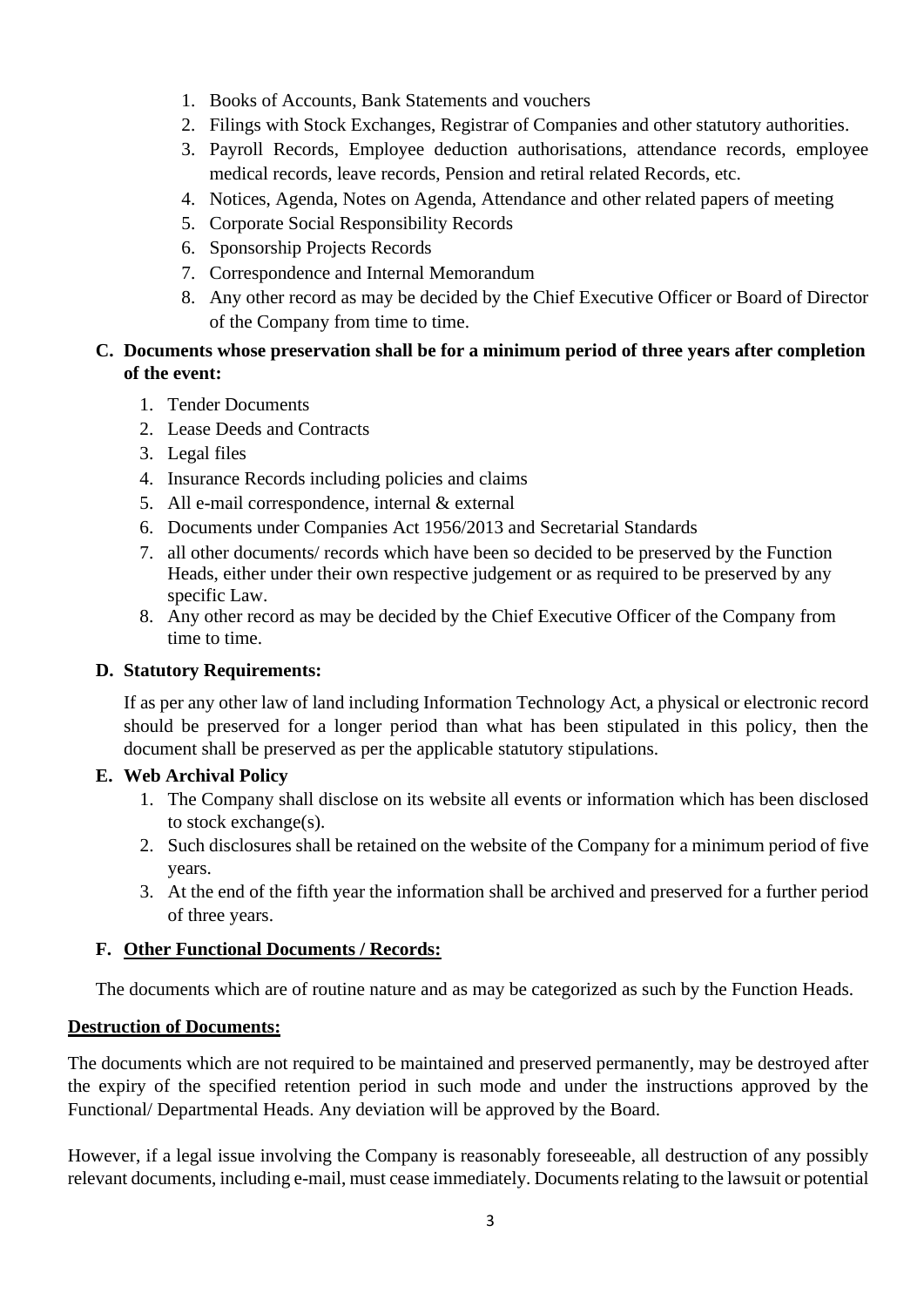1. Books of Accounts, Bank Statements and vouchers
2. Filings with Stock Exchanges, Registrar of Companies and other statutory authorities.
3. Payroll Records, Employee deduction authorisations, attendance records, employee medical records, leave records, Pension and retiral related Records, etc.
4. Notices, Agenda, Notes on Agenda, Attendance and other related papers of meeting
5. Corporate Social Responsibility Records
6. Sponsorship Projects Records
7. Correspondence and Internal Memorandum
8. Any other record as may be decided by the Chief Executive Officer or Board of Director of the Company from time to time.

**C. Documents whose preservation shall be for a minimum period of three years after completion of the event:**

1. Tender Documents
2. Lease Deeds and Contracts
3. Legal files
4. Insurance Records including policies and claims
5. All e-mail correspondence, internal & external
6. Documents under Companies Act 1956/2013 and Secretarial Standards
7. all other documents/ records which have been so decided to be preserved by the Function Heads, either under their own respective judgement or as required to be preserved by any specific Law.
8. Any other record as may be decided by the Chief Executive Officer of the Company from time to time.

**D. Statutory Requirements:**

If as per any other law of land including Information Technology Act, a physical or electronic record should be preserved for a longer period than what has been stipulated in this policy, then the document shall be preserved as per the applicable statutory stipulations.

**E. Web Archival Policy**

1. The Company shall disclose on its website all events or information which has been disclosed to stock exchange(s).
2. Such disclosures shall be retained on the website of the Company for a minimum period of five years.
3. At the end of the fifth year the information shall be archived and preserved for a further period of three years.

**F. Other Functional Documents / Records:**

The documents which are of routine nature and as may be categorized as such by the Function Heads.

**Destruction of Documents:**

The documents which are not required to be maintained and preserved permanently, may be destroyed after the expiry of the specified retention period in such mode and under the instructions approved by the Functional/ Departmental Heads. Any deviation will be approved by the Board.

However, if a legal issue involving the Company is reasonably foreseeable, all destruction of any possibly relevant documents, including e-mail, must cease immediately. Documents relating to the lawsuit or potential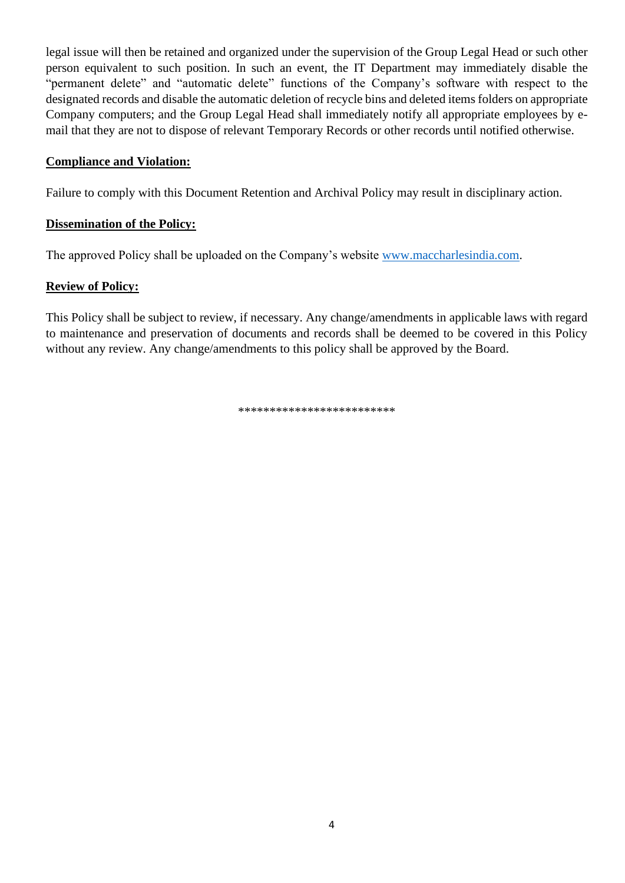legal issue will then be retained and organized under the supervision of the Group Legal Head or such other person equivalent to such position. In such an event, the IT Department may immediately disable the "permanent delete" and "automatic delete" functions of the Company's software with respect to the designated records and disable the automatic deletion of recycle bins and deleted items folders on appropriate Company computers; and the Group Legal Head shall immediately notify all appropriate employees by e-mail that they are not to dispose of relevant Temporary Records or other records until notified otherwise.

**Compliance and Violation:**

Failure to comply with this Document Retention and Archival Policy may result in disciplinary action.

**Dissemination of the Policy:**

The approved Policy shall be uploaded on the Company's website www.maccharlesindia.com.

**Review of Policy:**

This Policy shall be subject to review, if necessary. Any change/amendments in applicable laws with regard to maintenance and preservation of documents and records shall be deemed to be covered in this Policy without any review. Any change/amendments to this policy shall be approved by the Board.

*************************